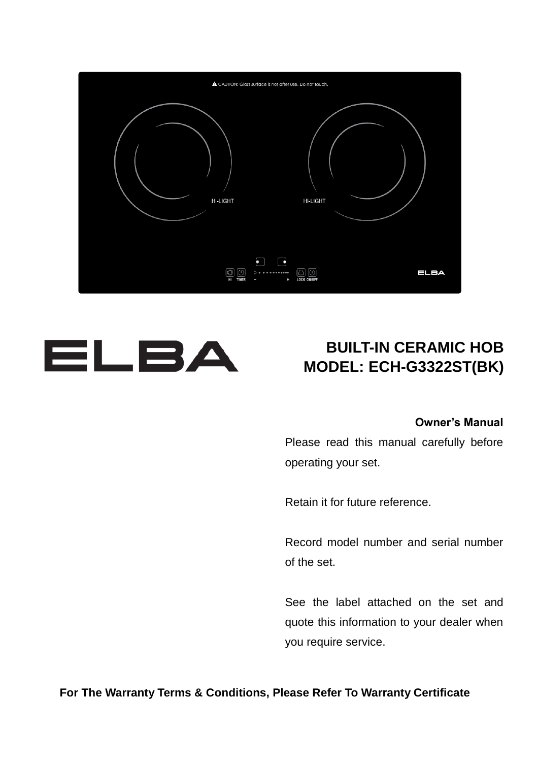# BUILT-IN CERAMIC HOB
# MODEL: ECH-G3322ST(BK)

**Owner's Manual**

Please read this manual carefully before operating your set.

Retain it for future reference.

Record model number and serial number of the set.

See the label attached on the set and quote this information to your dealer when you require service.

**For The Warranty Terms & Conditions, Please Refer To Warranty Certificate**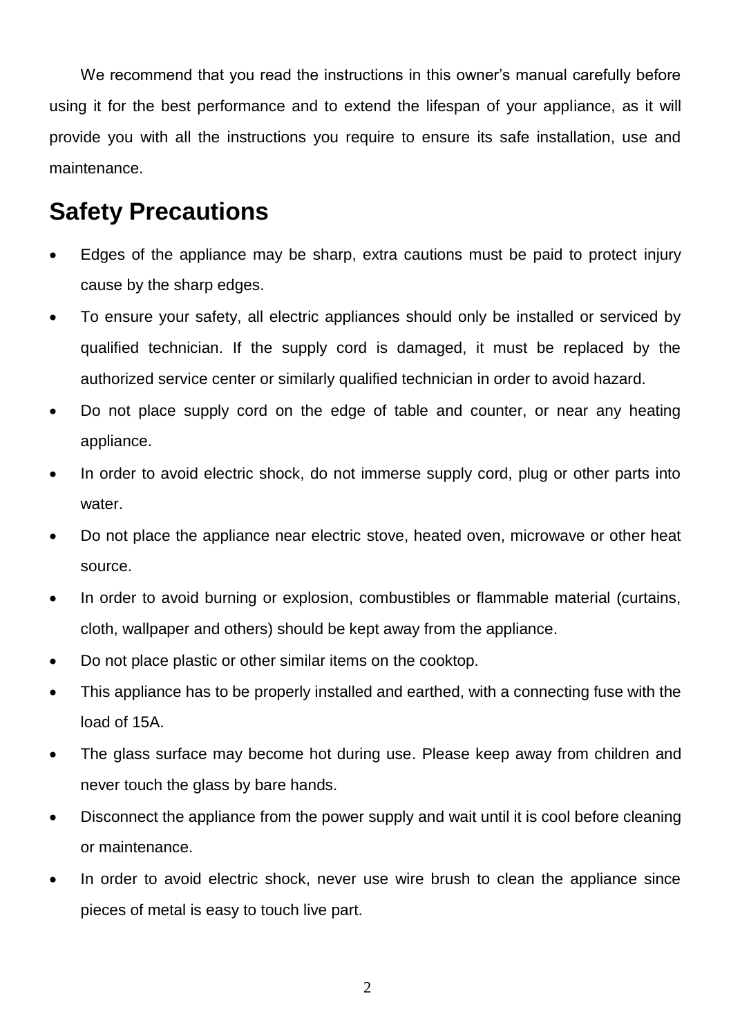We recommend that you read the instructions in this owner's manual carefully before using it for the best performance and to extend the lifespan of your appliance, as it will provide you with all the instructions you require to ensure its safe installation, use and maintenance.

## Safety Precautions

- Edges of the appliance may be sharp, extra cautions must be paid to protect injury cause by the sharp edges.
- To ensure your safety, all electric appliances should only be installed or serviced by qualified technician. If the supply cord is damaged, it must be replaced by the authorized service center or similarly qualified technician in order to avoid hazard.
- Do not place supply cord on the edge of table and counter, or near any heating appliance.
- In order to avoid electric shock, do not immerse supply cord, plug or other parts into water.
- Do not place the appliance near electric stove, heated oven, microwave or other heat source.
- In order to avoid burning or explosion, combustibles or flammable material (curtains, cloth, wallpaper and others) should be kept away from the appliance.
- Do not place plastic or other similar items on the cooktop.
- This appliance has to be properly installed and earthed, with a connecting fuse with the load of 15A.
- The glass surface may become hot during use. Please keep away from children and never touch the glass by bare hands.
- Disconnect the appliance from the power supply and wait until it is cool before cleaning or maintenance.
- In order to avoid electric shock, never use wire brush to clean the appliance since pieces of metal is easy to touch live part.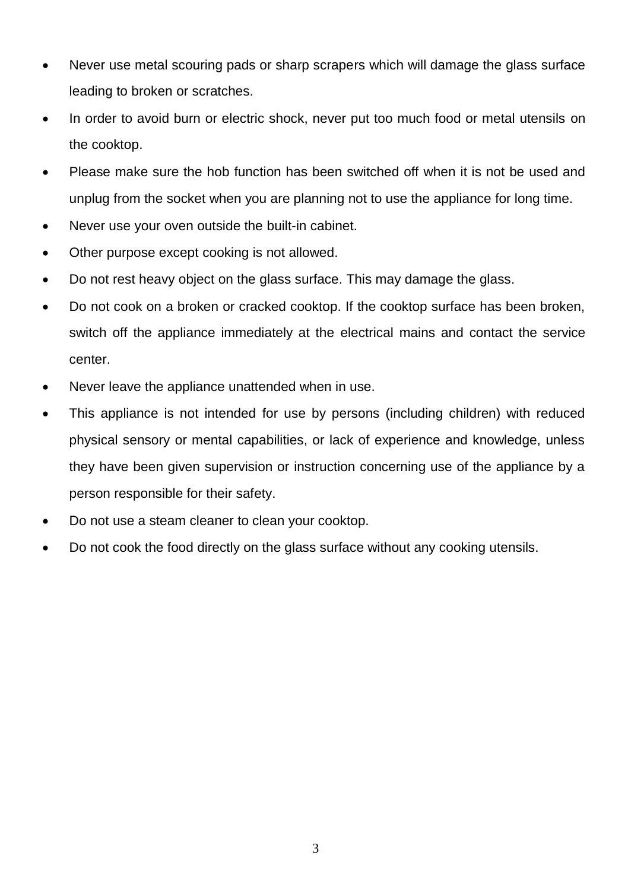- Never use metal scouring pads or sharp scrapers which will damage the glass surface leading to broken or scratches.
- In order to avoid burn or electric shock, never put too much food or metal utensils on the cooktop.
- Please make sure the hob function has been switched off when it is not be used and unplug from the socket when you are planning not to use the appliance for long time.
- Never use your oven outside the built-in cabinet.
- Other purpose except cooking is not allowed.
- Do not rest heavy object on the glass surface. This may damage the glass.
- Do not cook on a broken or cracked cooktop. If the cooktop surface has been broken, switch off the appliance immediately at the electrical mains and contact the service center.
- Never leave the appliance unattended when in use.
- This appliance is not intended for use by persons (including children) with reduced physical sensory or mental capabilities, or lack of experience and knowledge, unless they have been given supervision or instruction concerning use of the appliance by a person responsible for their safety.
- Do not use a steam cleaner to clean your cooktop.
- Do not cook the food directly on the glass surface without any cooking utensils.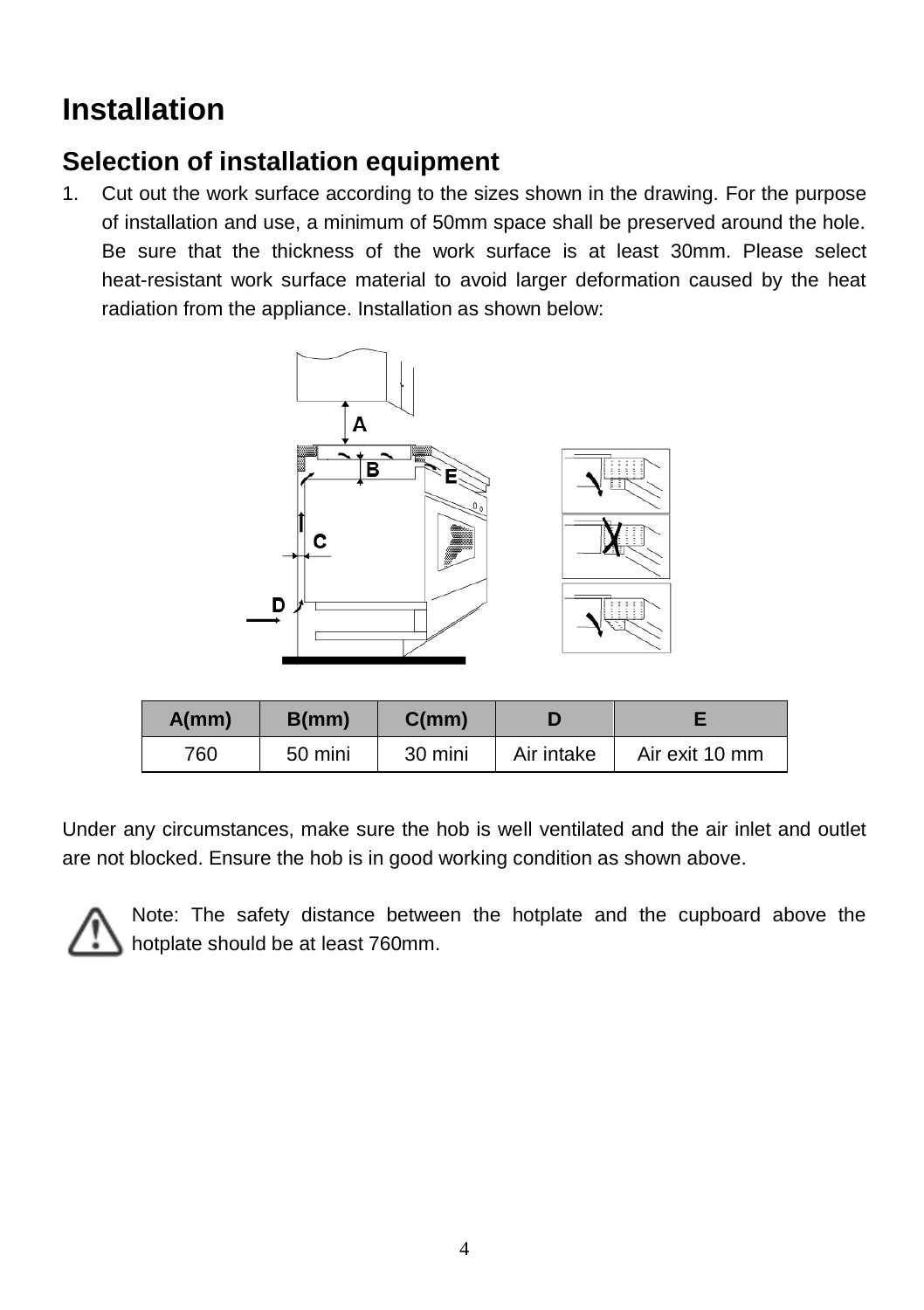# Installation

## Selection of installation equipment

1. Cut out the work surface according to the sizes shown in the drawing. For the purpose of installation and use, a minimum of 50mm space shall be preserved around the hole. Be sure that the thickness of the work surface is at least 30mm. Please select heat-resistant work surface material to avoid larger deformation caused by the heat radiation from the appliance. Installation as shown below:

| A(mm) | B(mm) | C(mm) | D | E |
|---|---|---|---|---|
| 760 | 50 mini | 30 mini | Air intake | Air exit 10 mm |

Under any circumstances, make sure the hob is well ventilated and the air inlet and outlet are not blocked. Ensure the hob is in good working condition as shown above.

Note: The safety distance between the hotplate and the cupboard above the hotplate should be at least 760mm.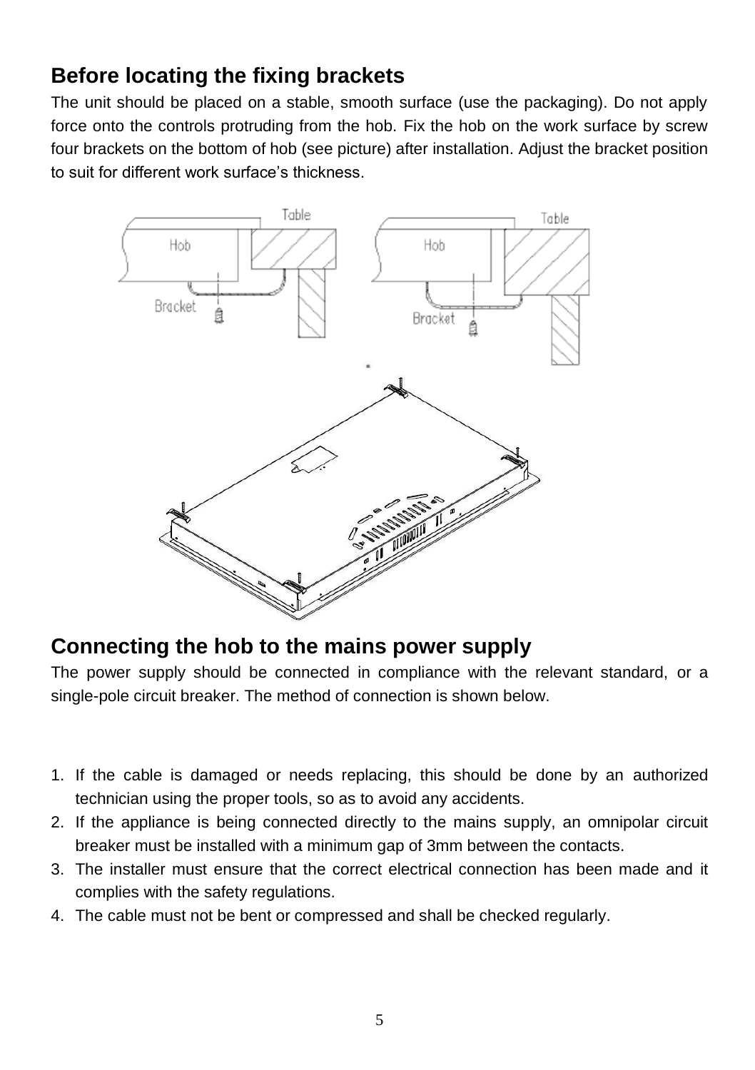## Before locating the fixing brackets

The unit should be placed on a stable, smooth surface (use the packaging). Do not apply force onto the controls protruding from the hob. Fix the hob on the work surface by screw four brackets on the bottom of hob (see picture) after installation. Adjust the bracket position to suit for different work surface's thickness.

## Connecting the hob to the mains power supply

The power supply should be connected in compliance with the relevant standard, or a single-pole circuit breaker. The method of connection is shown below.

1. If the cable is damaged or needs replacing, this should be done by an authorized technician using the proper tools, so as to avoid any accidents.
2. If the appliance is being connected directly to the mains supply, an omnipolar circuit breaker must be installed with a minimum gap of 3mm between the contacts.
3. The installer must ensure that the correct electrical connection has been made and it complies with the safety regulations.
4. The cable must not be bent or compressed and shall be checked regularly.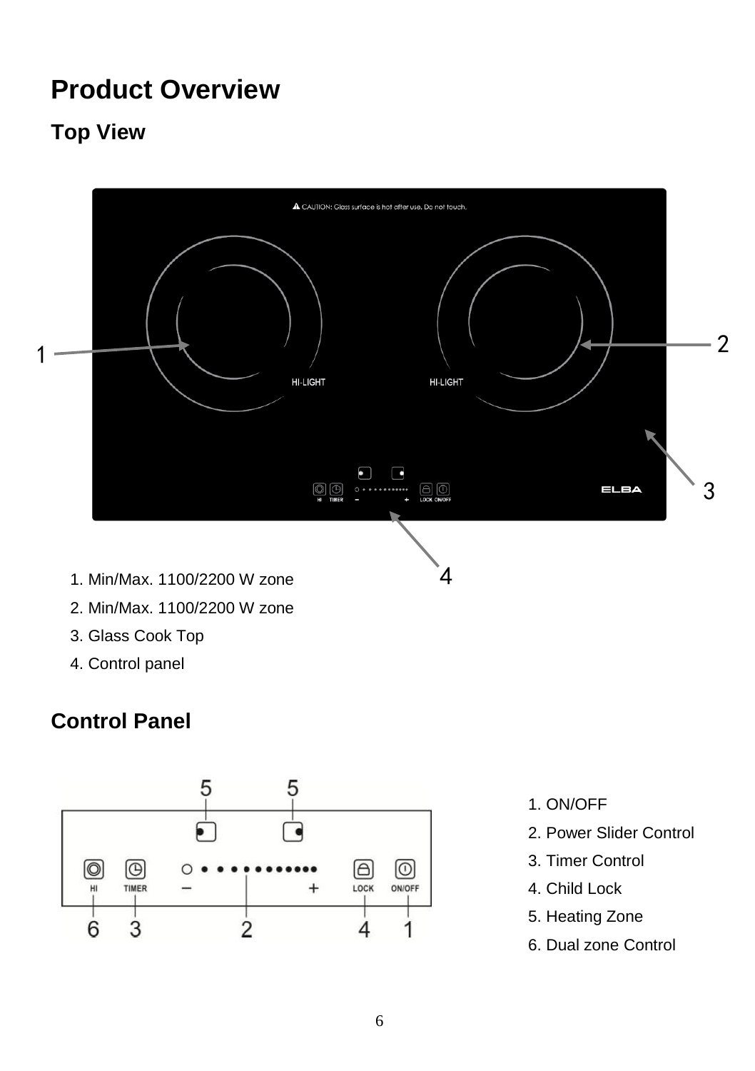# Product Overview

## Top View

1. Min/Max. 1100/2200 W zone
2. Min/Max. 1100/2200 W zone
3. Glass Cook Top
4. Control panel

## Control Panel

1. ON/OFF
2. Power Slider Control
3. Timer Control
4. Child Lock
5. Heating Zone
6. Dual zone Control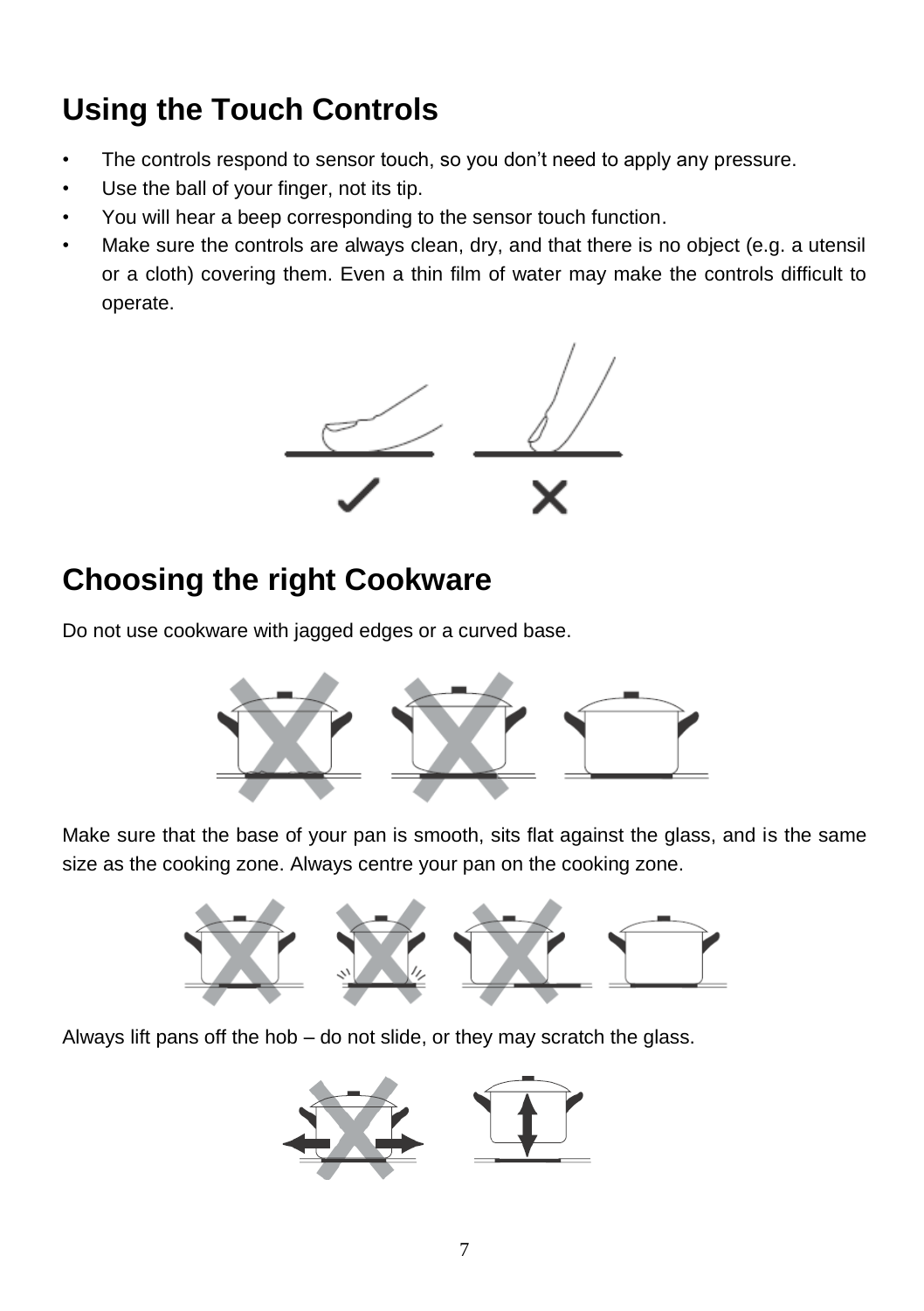## Using the Touch Controls

- The controls respond to sensor touch, so you don't need to apply any pressure.
- Use the ball of your finger, not its tip.
- You will hear a beep corresponding to the sensor touch function.
- Make sure the controls are always clean, dry, and that there is no object (e.g. a utensil or a cloth) covering them. Even a thin film of water may make the controls difficult to operate.

## Choosing the right Cookware

Do not use cookware with jagged edges or a curved base.

Make sure that the base of your pan is smooth, sits flat against the glass, and is the same size as the cooking zone. Always centre your pan on the cooking zone.

Always lift pans off the hob – do not slide, or they may scratch the glass.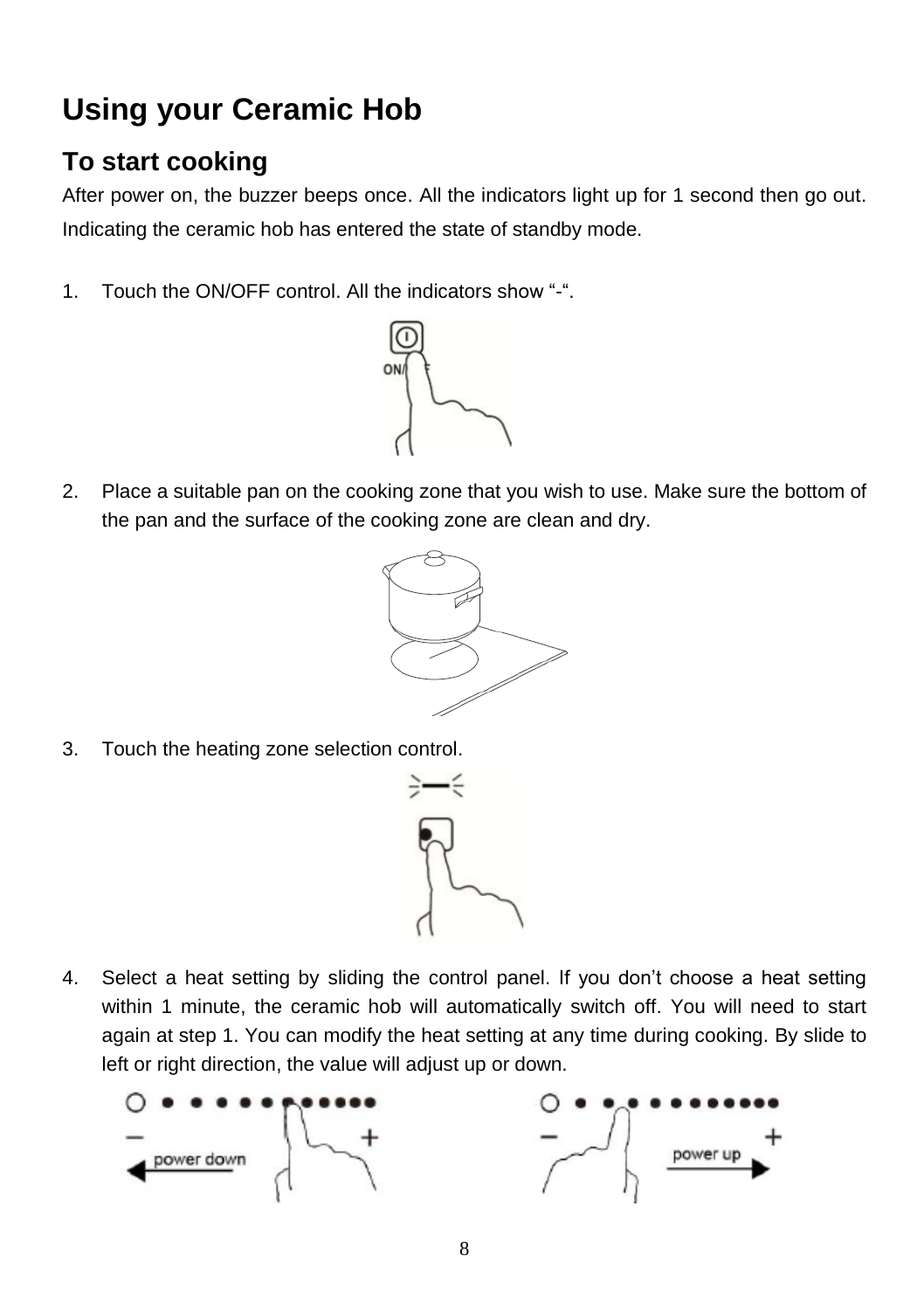# Using your Ceramic Hob

## To start cooking

After power on, the buzzer beeps once. All the indicators light up for 1 second then go out. Indicating the ceramic hob has entered the state of standby mode.

1. Touch the ON/OFF control. All the indicators show "-".

2. Place a suitable pan on the cooking zone that you wish to use. Make sure the bottom of the pan and the surface of the cooking zone are clean and dry.

3. Touch the heating zone selection control.

4. Select a heat setting by sliding the control panel. If you don't choose a heat setting within 1 minute, the ceramic hob will automatically switch off. You will need to start again at step 1. You can modify the heat setting at any time during cooking. By slide to left or right direction, the value will adjust up or down.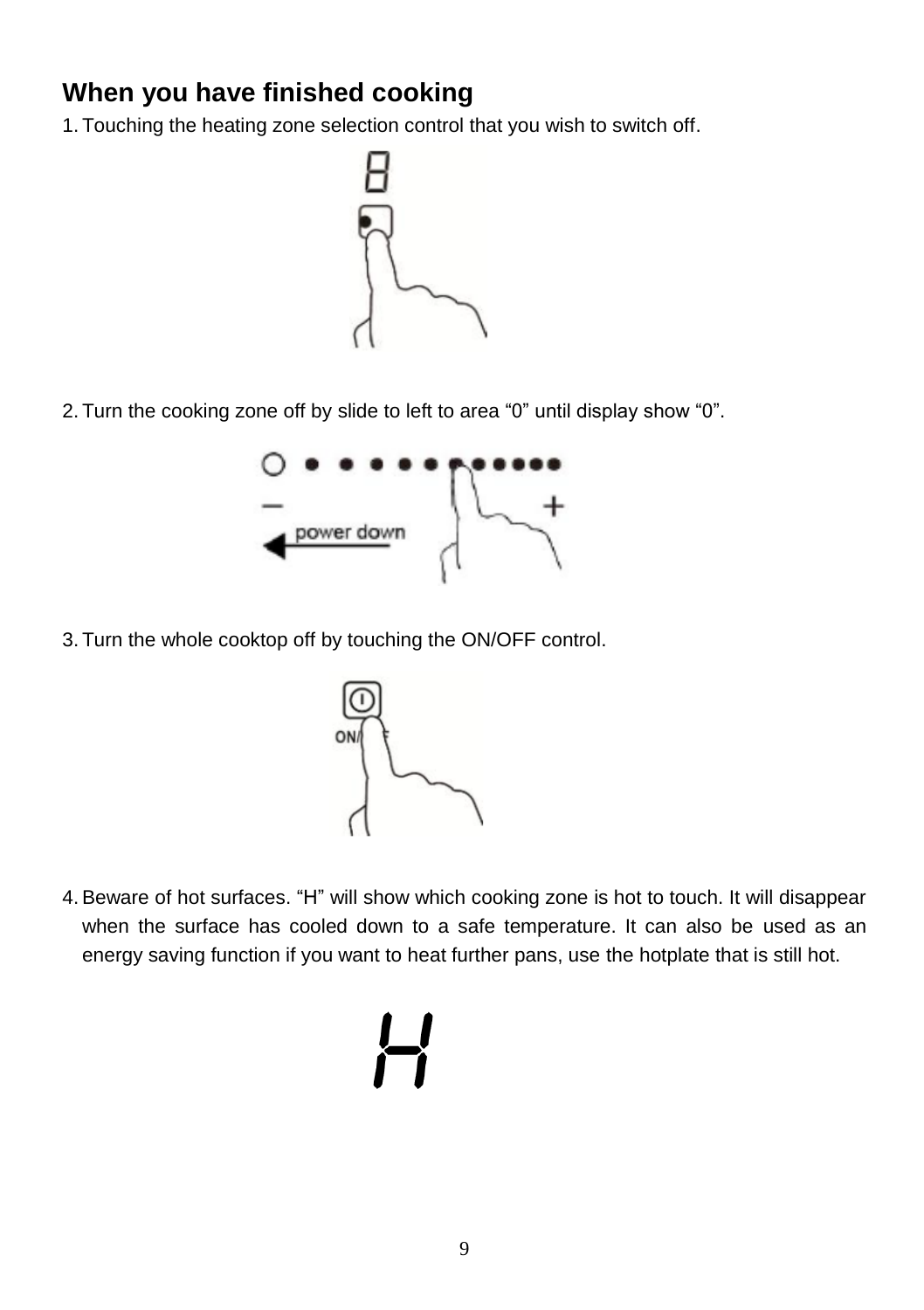## When you have finished cooking

1. Touching the heating zone selection control that you wish to switch off.

2. Turn the cooking zone off by slide to left to area “0” until display show “0”.

3. Turn the whole cooktop off by touching the ON/OFF control.

4. Beware of hot surfaces. “H” will show which cooking zone is hot to touch. It will disappear when the surface has cooled down to a safe temperature. It can also be used as an energy saving function if you want to heat further pans, use the hotplate that is still hot.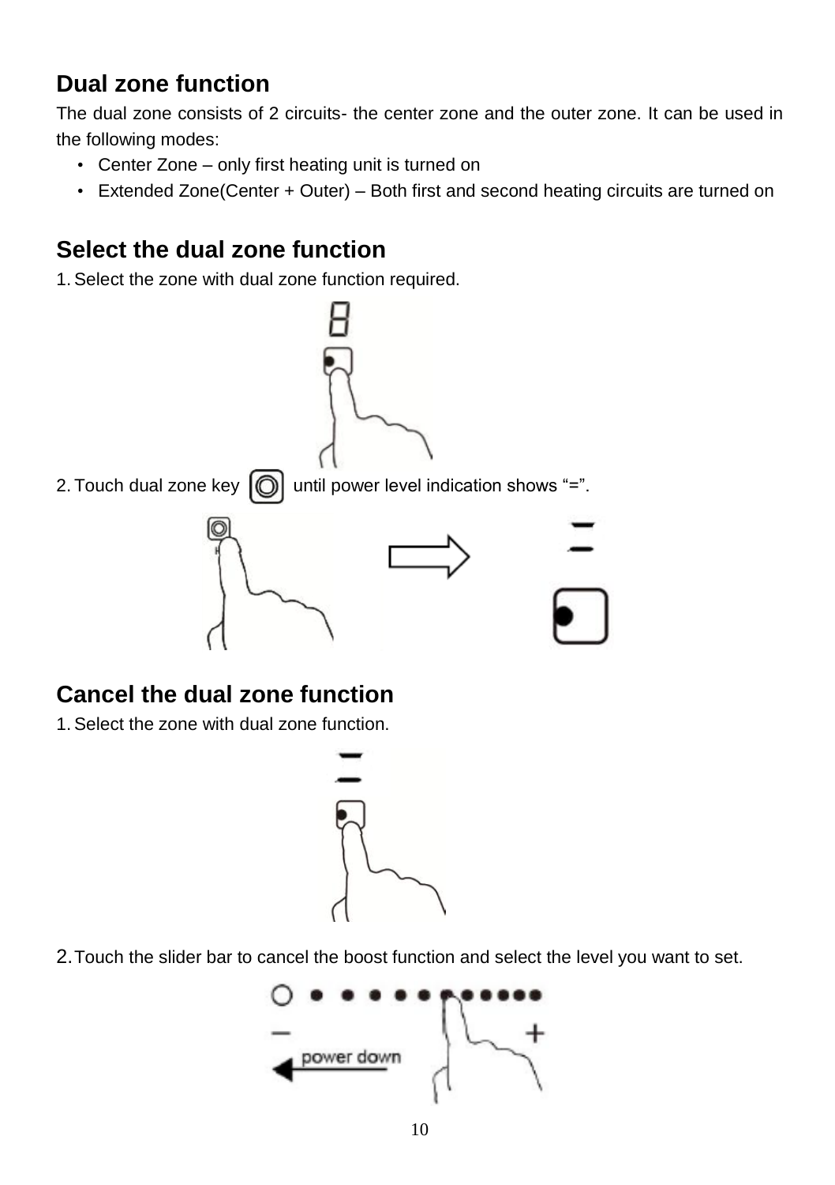## Dual zone function

The dual zone consists of 2 circuits- the center zone and the outer zone. It can be used in the following modes:

- Center Zone – only first heating unit is turned on
- Extended Zone(Center + Outer) – Both first and second heating circuits are turned on

## Select the dual zone function

1. Select the zone with dual zone function required.

2. Touch dual zone key until power level indication shows “=”.

## Cancel the dual zone function

1. Select the zone with dual zone function.

2. Touch the slider bar to cancel the boost function and select the level you want to set.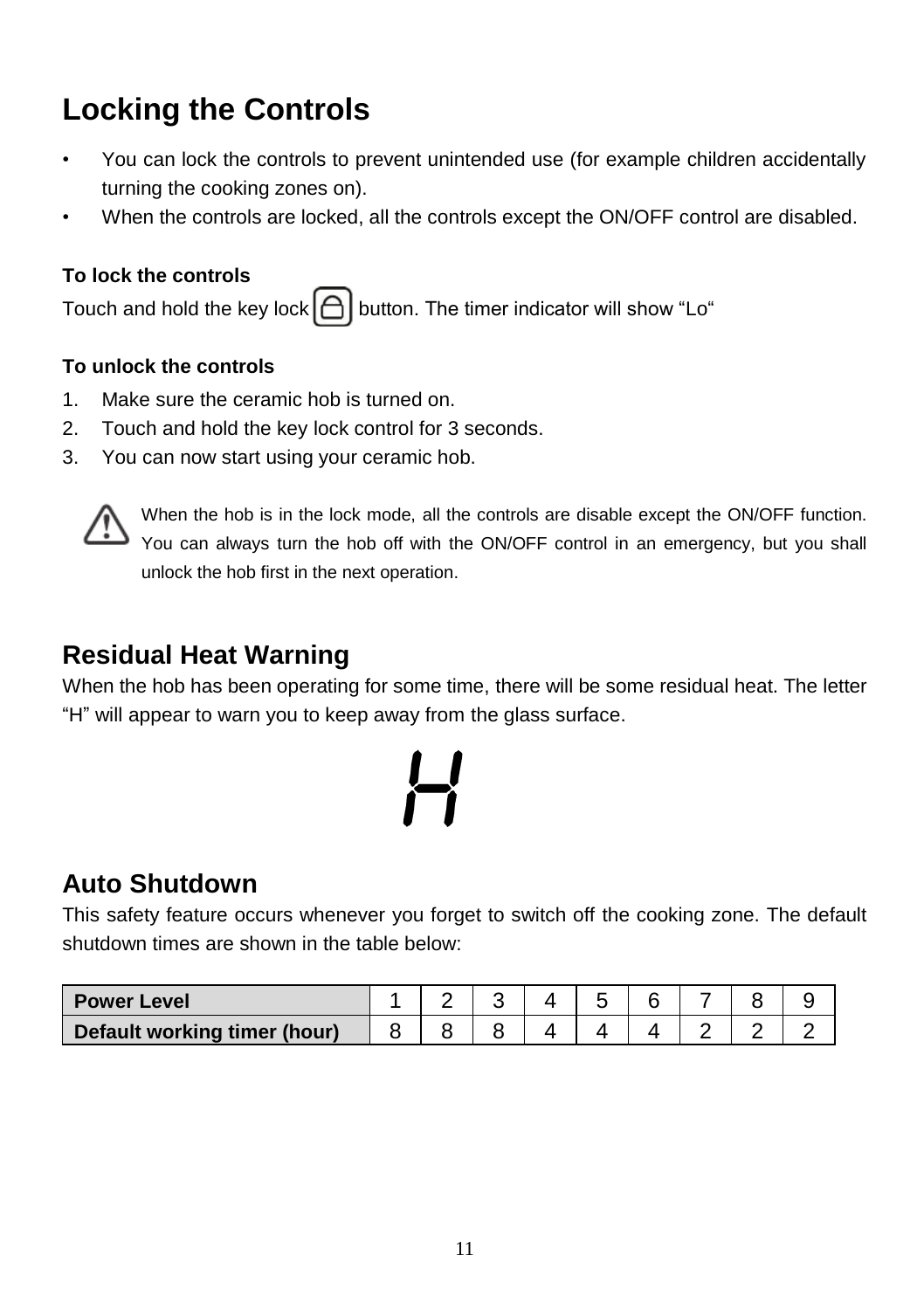## Locking the Controls

- You can lock the controls to prevent unintended use (for example children accidentally turning the cooking zones on).
- When the controls are locked, all the controls except the ON/OFF control are disabled.

**To lock the controls**

Touch and hold the key lock button. The timer indicator will show "Lo"

**To unlock the controls**

1. Make sure the ceramic hob is turned on.
2. Touch and hold the key lock control for 3 seconds.
3. You can now start using your ceramic hob.

When the hob is in the lock mode, all the controls are disable except the ON/OFF function. You can always turn the hob off with the ON/OFF control in an emergency, but you shall unlock the hob first in the next operation.

## Residual Heat Warning

When the hob has been operating for some time, there will be some residual heat. The letter "H" will appear to warn you to keep away from the glass surface.

H

## Auto Shutdown

This safety feature occurs whenever you forget to switch off the cooking zone. The default shutdown times are shown in the table below:

| **Power Level** | 1 | 2 | 3 | 4 | 5 | 6 | 7 | 8 | 9 |
|---|---|---|---|---|---|---|---|---|---|
| **Default working timer (hour)** | 8 | 8 | 8 | 4 | 4 | 4 | 2 | 2 | 2 |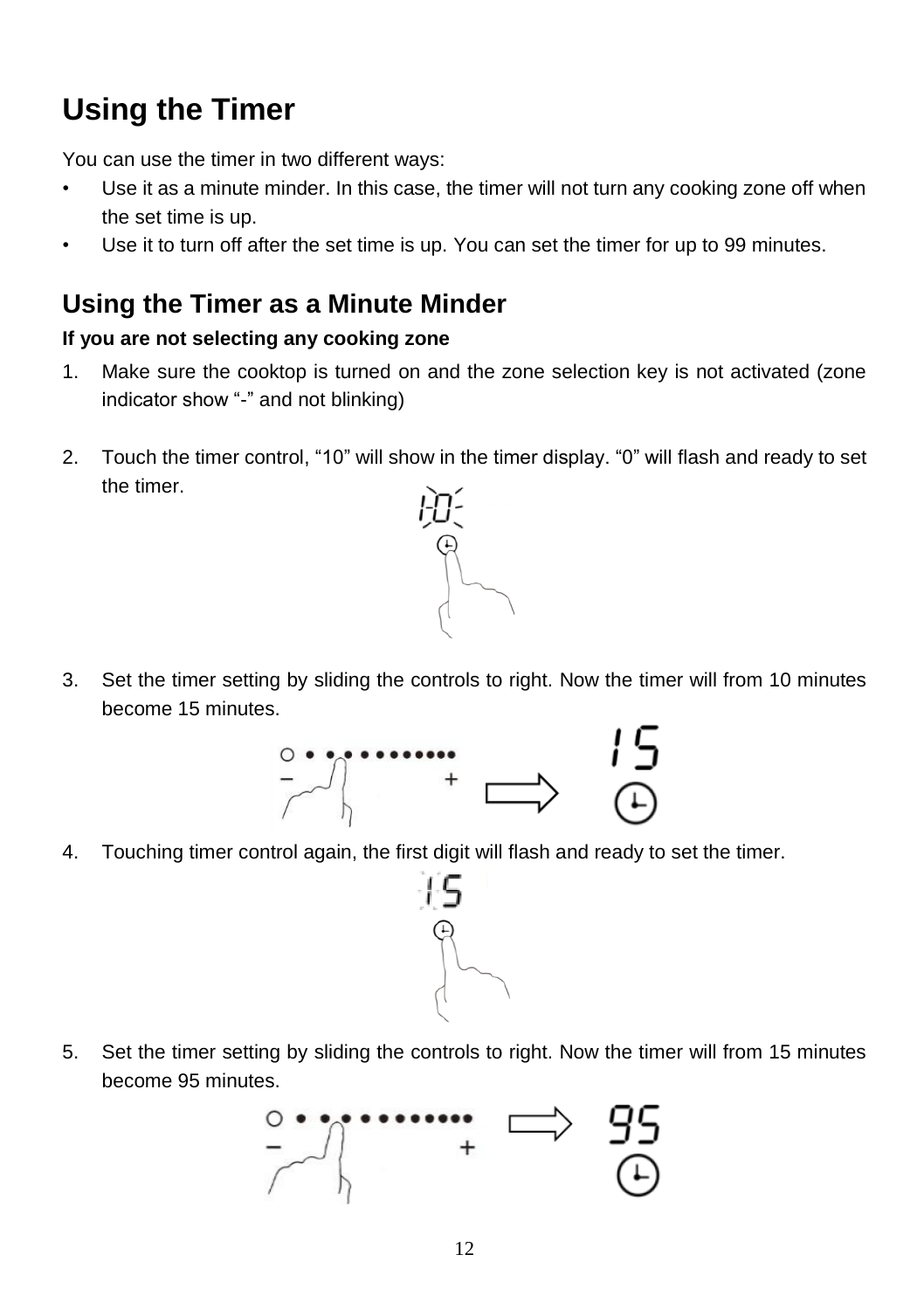# Using the Timer

You can use the timer in two different ways:

- Use it as a minute minder. In this case, the timer will not turn any cooking zone off when the set time is up.
- Use it to turn off after the set time is up. You can set the timer for up to 99 minutes.

## Using the Timer as a Minute Minder

**If you are not selecting any cooking zone**

1. Make sure the cooktop is turned on and the zone selection key is not activated (zone indicator show "-" and not blinking)

2. Touch the timer control, "10" will show in the timer display. "0" will flash and ready to set the timer.

3. Set the timer setting by sliding the controls to right. Now the timer will from 10 minutes become 15 minutes.

4. Touching timer control again, the first digit will flash and ready to set the timer.

5. Set the timer setting by sliding the controls to right. Now the timer will from 15 minutes become 95 minutes.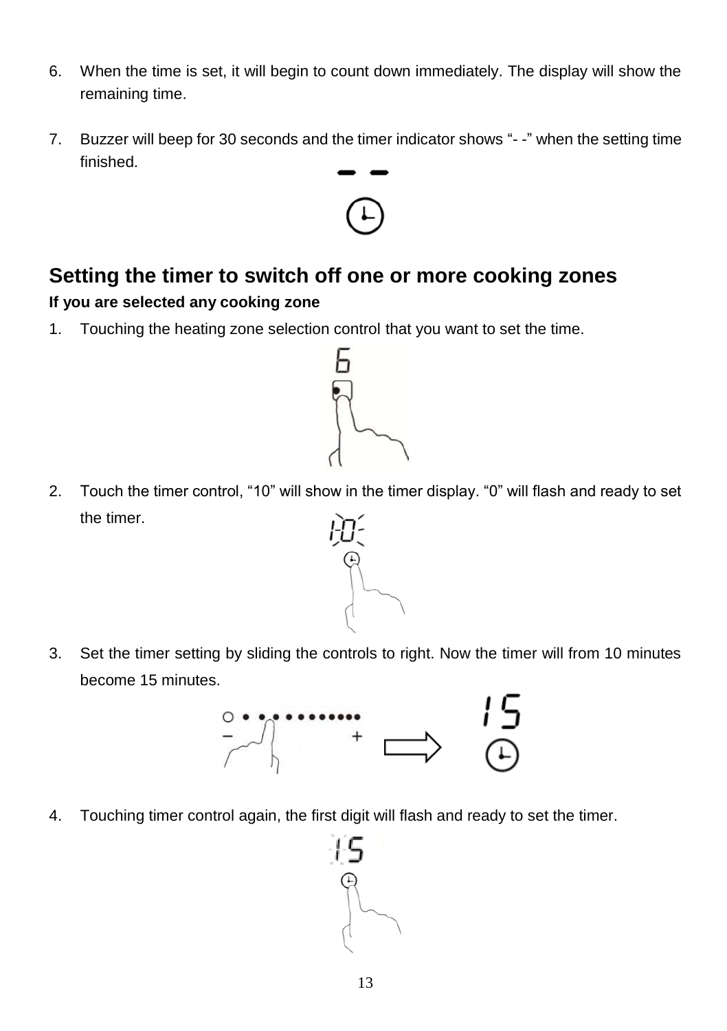6. When the time is set, it will begin to count down immediately. The display will show the remaining time.

7. Buzzer will beep for 30 seconds and the timer indicator shows "- -" when the setting time finished.

## Setting the timer to switch off one or more cooking zones

**If you are selected any cooking zone**

1. Touching the heating zone selection control that you want to set the time.

2. Touch the timer control, "10" will show in the timer display. "0" will flash and ready to set the timer.

3. Set the timer setting by sliding the controls to right. Now the timer will from 10 minutes become 15 minutes.

4. Touching timer control again, the first digit will flash and ready to set the timer.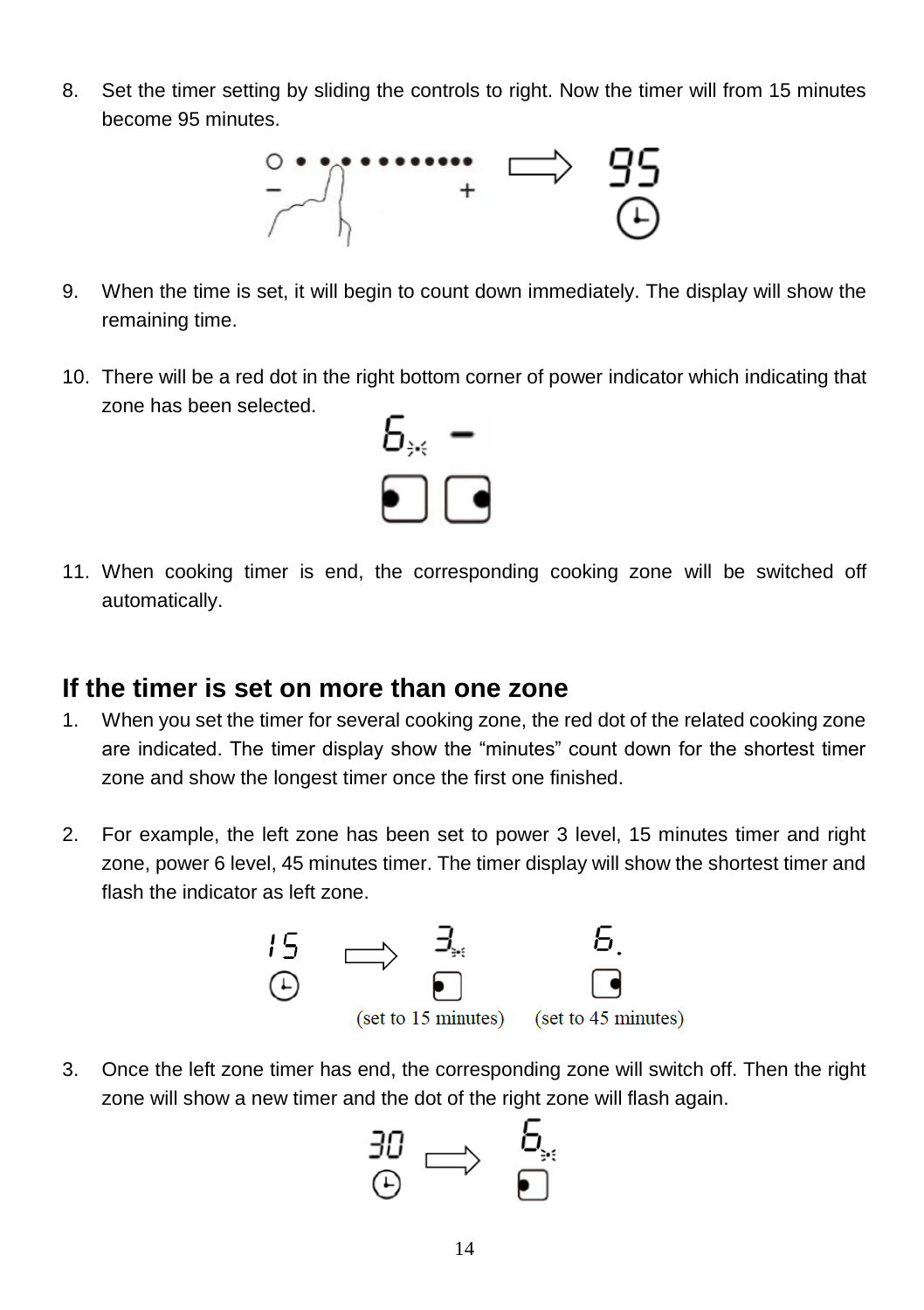8. Set the timer setting by sliding the controls to right. Now the timer will from 15 minutes become 95 minutes.

9. When the time is set, it will begin to count down immediately. The display will show the remaining time.

10. There will be a red dot in the right bottom corner of power indicator which indicating that zone has been selected.

11. When cooking timer is end, the corresponding cooking zone will be switched off automatically.

## If the timer is set on more than one zone

1. When you set the timer for several cooking zone, the red dot of the related cooking zone are indicated. The timer display show the "minutes" count down for the shortest timer zone and show the longest timer once the first one finished.

2. For example, the left zone has been set to power 3 level, 15 minutes timer and right zone, power 6 level, 45 minutes timer. The timer display will show the shortest timer and flash the indicator as left zone.

(set to 15 minutes) (set to 45 minutes)

3. Once the left zone timer has end, the corresponding zone will switch off. Then the right zone will show a new timer and the dot of the right zone will flash again.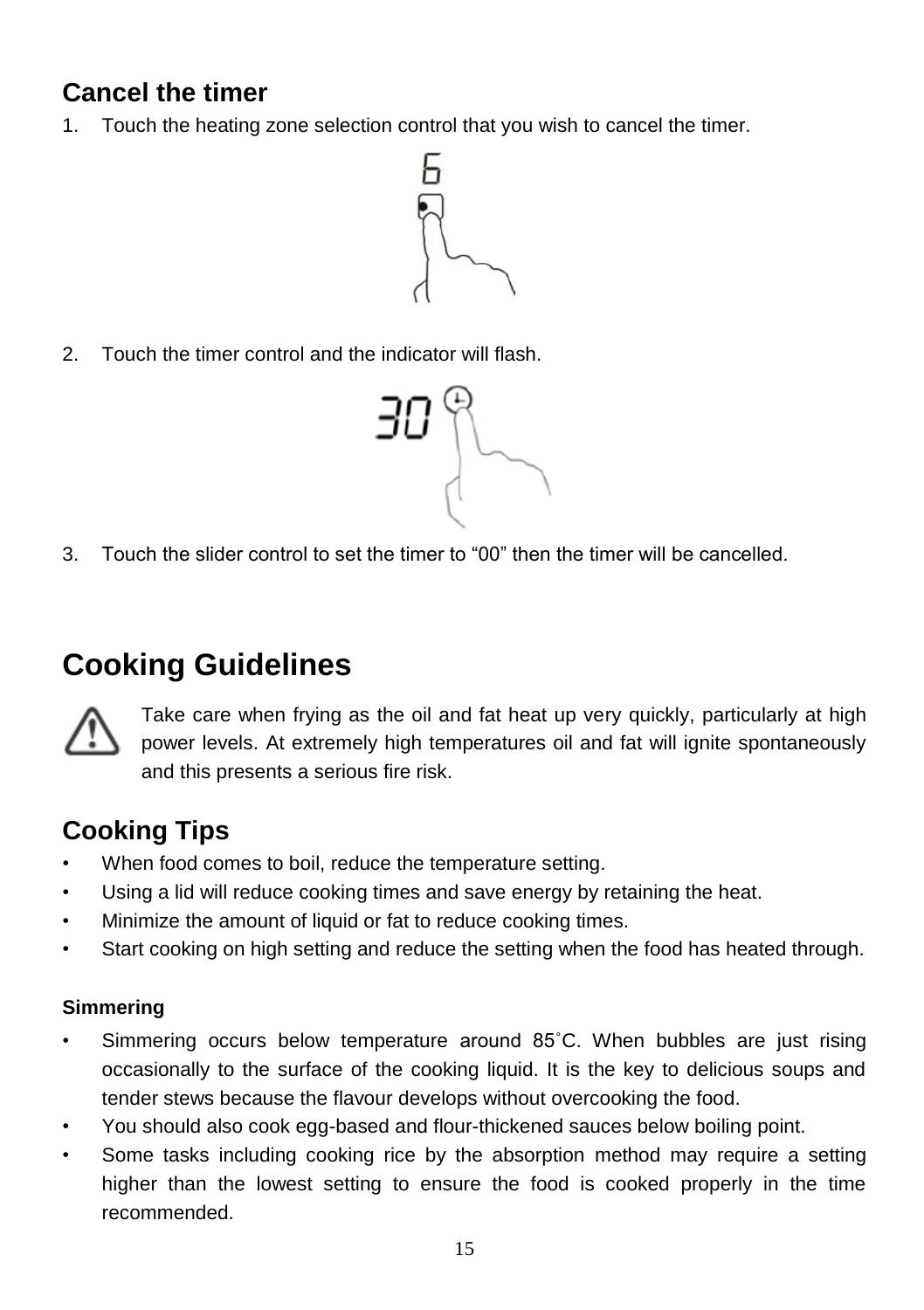## Cancel the timer

1. Touch the heating zone selection control that you wish to cancel the timer.
2. Touch the timer control and the indicator will flash.
3. Touch the slider control to set the timer to “00” then the timer will be cancelled.

# Cooking Guidelines

Take care when frying as the oil and fat heat up very quickly, particularly at high power levels. At extremely high temperatures oil and fat will ignite spontaneously and this presents a serious fire risk.

## Cooking Tips

- When food comes to boil, reduce the temperature setting.
- Using a lid will reduce cooking times and save energy by retaining the heat.
- Minimize the amount of liquid or fat to reduce cooking times.
- Start cooking on high setting and reduce the setting when the food has heated through.

### Simmering

- Simmering occurs below temperature around 85˚C. When bubbles are just rising occasionally to the surface of the cooking liquid. It is the key to delicious soups and tender stews because the flavour develops without overcooking the food.
- You should also cook egg-based and flour-thickened sauces below boiling point.
- Some tasks including cooking rice by the absorption method may require a setting higher than the lowest setting to ensure the food is cooked properly in the time recommended.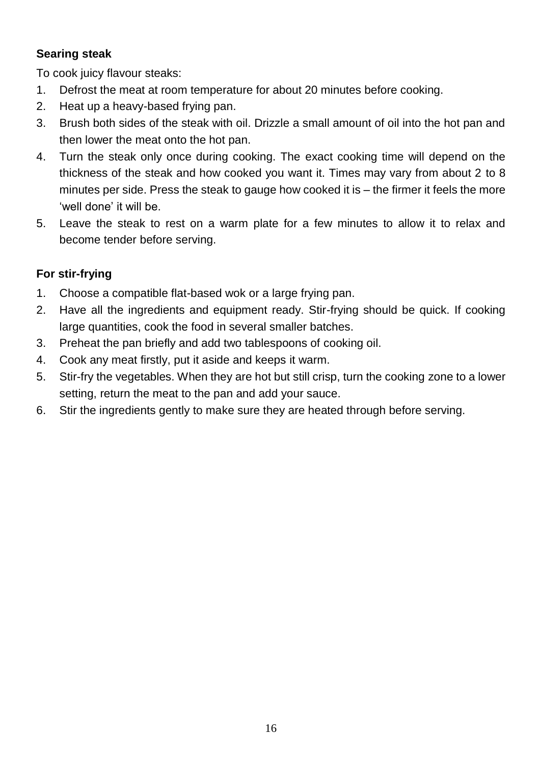**Searing steak**

To cook juicy flavour steaks:

1. Defrost the meat at room temperature for about 20 minutes before cooking.
2. Heat up a heavy-based frying pan.
3. Brush both sides of the steak with oil. Drizzle a small amount of oil into the hot pan and then lower the meat onto the hot pan.
4. Turn the steak only once during cooking. The exact cooking time will depend on the thickness of the steak and how cooked you want it. Times may vary from about 2 to 8 minutes per side. Press the steak to gauge how cooked it is – the firmer it feels the more 'well done' it will be.
5. Leave the steak to rest on a warm plate for a few minutes to allow it to relax and become tender before serving.

**For stir-frying**

1. Choose a compatible flat-based wok or a large frying pan.
2. Have all the ingredients and equipment ready. Stir-frying should be quick. If cooking large quantities, cook the food in several smaller batches.
3. Preheat the pan briefly and add two tablespoons of cooking oil.
4. Cook any meat firstly, put it aside and keeps it warm.
5. Stir-fry the vegetables. When they are hot but still crisp, turn the cooking zone to a lower setting, return the meat to the pan and add your sauce.
6. Stir the ingredients gently to make sure they are heated through before serving.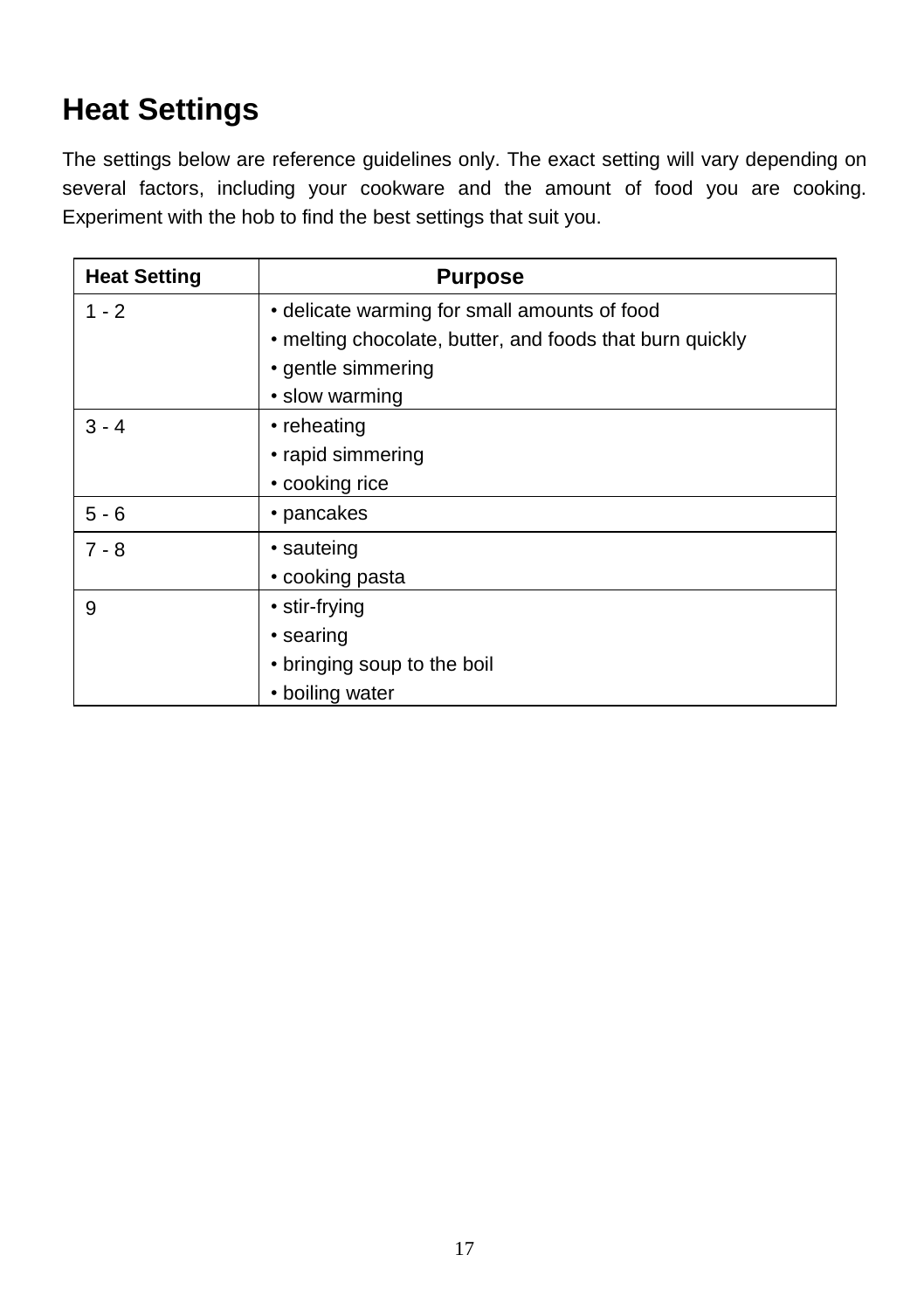# Heat Settings

The settings below are reference guidelines only. The exact setting will vary depending on several factors, including your cookware and the amount of food you are cooking. Experiment with the hob to find the best settings that suit you.

| Heat Setting | Purpose |
|---|---|
| 1 - 2 | • delicate warming for small amounts of food<br>• melting chocolate, butter, and foods that burn quickly<br>• gentle simmering<br>• slow warming |
| 3 - 4 | • reheating<br>• rapid simmering<br>• cooking rice |
| 5 - 6 | • pancakes |
| 7 - 8 | • sauteing<br>• cooking pasta |
| 9 | • stir-frying<br>• searing<br>• bringing soup to the boil<br>• boiling water |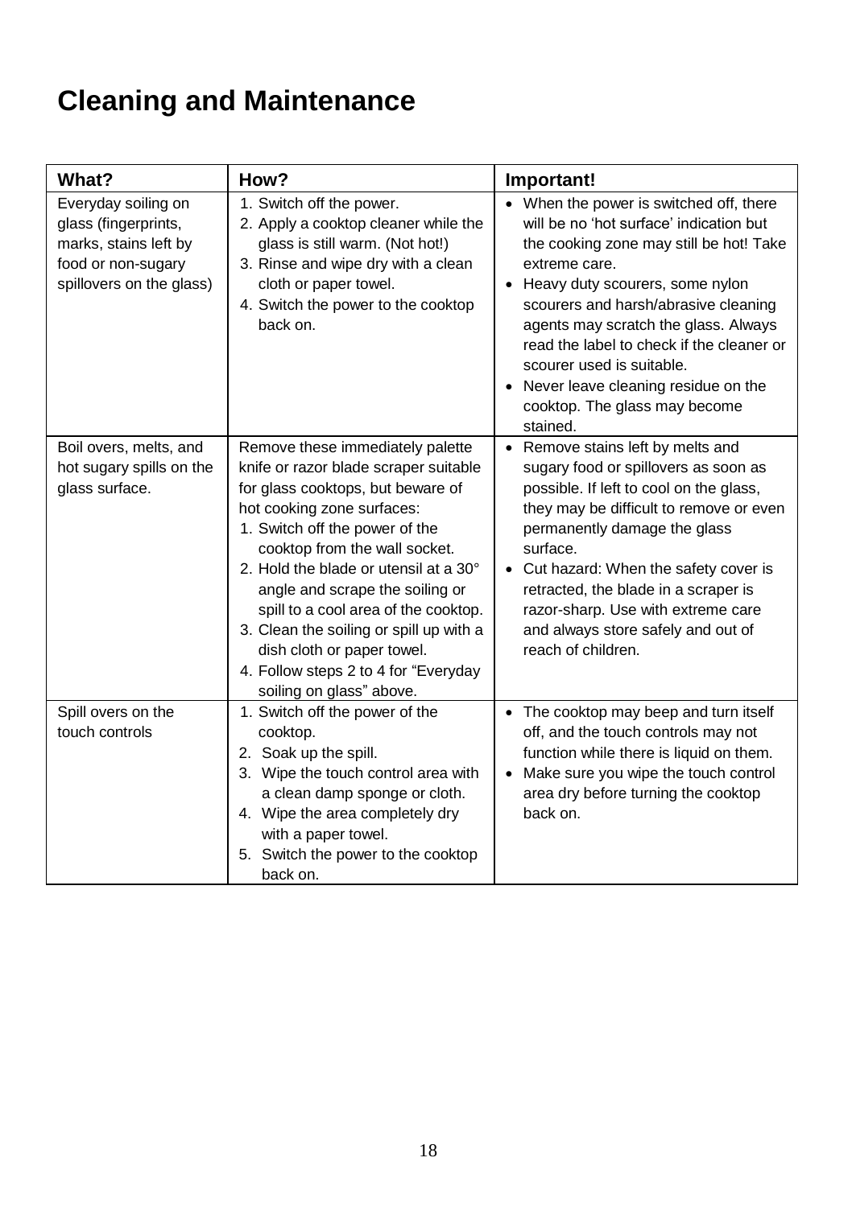# Cleaning and Maintenance

| What? | How? | Important! |
|---|---|---|
| Everyday soiling on glass (fingerprints, marks, stains left by food or non-sugary spillovers on the glass) | 1. Switch off the power.<br>2. Apply a cooktop cleaner while the glass is still warm. (Not hot!)<br>3. Rinse and wipe dry with a clean cloth or paper towel.<br>4. Switch the power to the cooktop back on. | • When the power is switched off, there will be no 'hot surface' indication but the cooking zone may still be hot! Take extreme care.<br>• Heavy duty scourers, some nylon scourers and harsh/abrasive cleaning agents may scratch the glass. Always read the label to check if the cleaner or scourer used is suitable.<br>• Never leave cleaning residue on the cooktop. The glass may become stained. |
| Boil overs, melts, and hot sugary spills on the glass surface. | Remove these immediately palette knife or razor blade scraper suitable for glass cooktops, but beware of hot cooking zone surfaces:<br>1. Switch off the power of the cooktop from the wall socket.<br>2. Hold the blade or utensil at a 30° angle and scrape the soiling or spill to a cool area of the cooktop.<br>3. Clean the soiling or spill up with a dish cloth or paper towel.<br>4. Follow steps 2 to 4 for "Everyday soiling on glass" above. | • Remove stains left by melts and sugary food or spillovers as soon as possible. If left to cool on the glass, they may be difficult to remove or even permanently damage the glass surface.<br>• Cut hazard: When the safety cover is retracted, the blade in a scraper is razor-sharp. Use with extreme care and always store safely and out of reach of children. |
| Spill overs on the touch controls | 1. Switch off the power of the cooktop.<br>2. Soak up the spill.<br>3. Wipe the touch control area with a clean damp sponge or cloth.<br>4. Wipe the area completely dry with a paper towel.<br>5. Switch the power to the cooktop back on. | • The cooktop may beep and turn itself off, and the touch controls may not function while there is liquid on them.<br>• Make sure you wipe the touch control area dry before turning the cooktop back on. |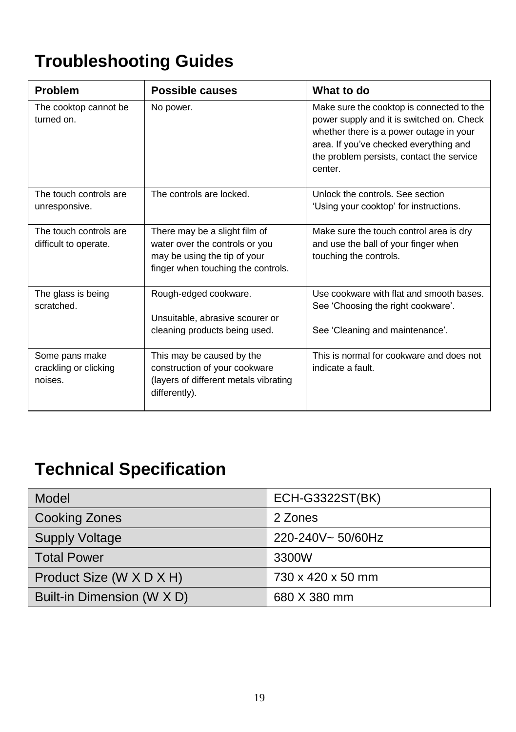# Troubleshooting Guides

| Problem | Possible causes | What to do |
|---|---|---|
| The cooktop cannot be turned on. | No power. | Make sure the cooktop is connected to the power supply and it is switched on. Check whether there is a power outage in your area. If you've checked everything and the problem persists, contact the service center. |
| The touch controls are unresponsive. | The controls are locked. | Unlock the controls. See section 'Using your cooktop' for instructions. |
| The touch controls are difficult to operate. | There may be a slight film of water over the controls or you may be using the tip of your finger when touching the controls. | Make sure the touch control area is dry and use the ball of your finger when touching the controls. |
| The glass is being scratched. | Rough-edged cookware.<br><br>Unsuitable, abrasive scourer or cleaning products being used. | Use cookware with flat and smooth bases. See 'Choosing the right cookware'.<br><br>See 'Cleaning and maintenance'. |
| Some pans make crackling or clicking noises. | This may be caused by the construction of your cookware (layers of different metals vibrating differently). | This is normal for cookware and does not indicate a fault. |

# Technical Specification

| Model | ECH-G3322ST(BK) |
|---|---|
| Cooking Zones | 2 Zones |
| Supply Voltage | 220-240V~ 50/60Hz |
| Total Power | 3300W |
| Product Size (W X D X H) | 730 x 420 x 50 mm |
| Built-in Dimension (W X D) | 680 X 380 mm |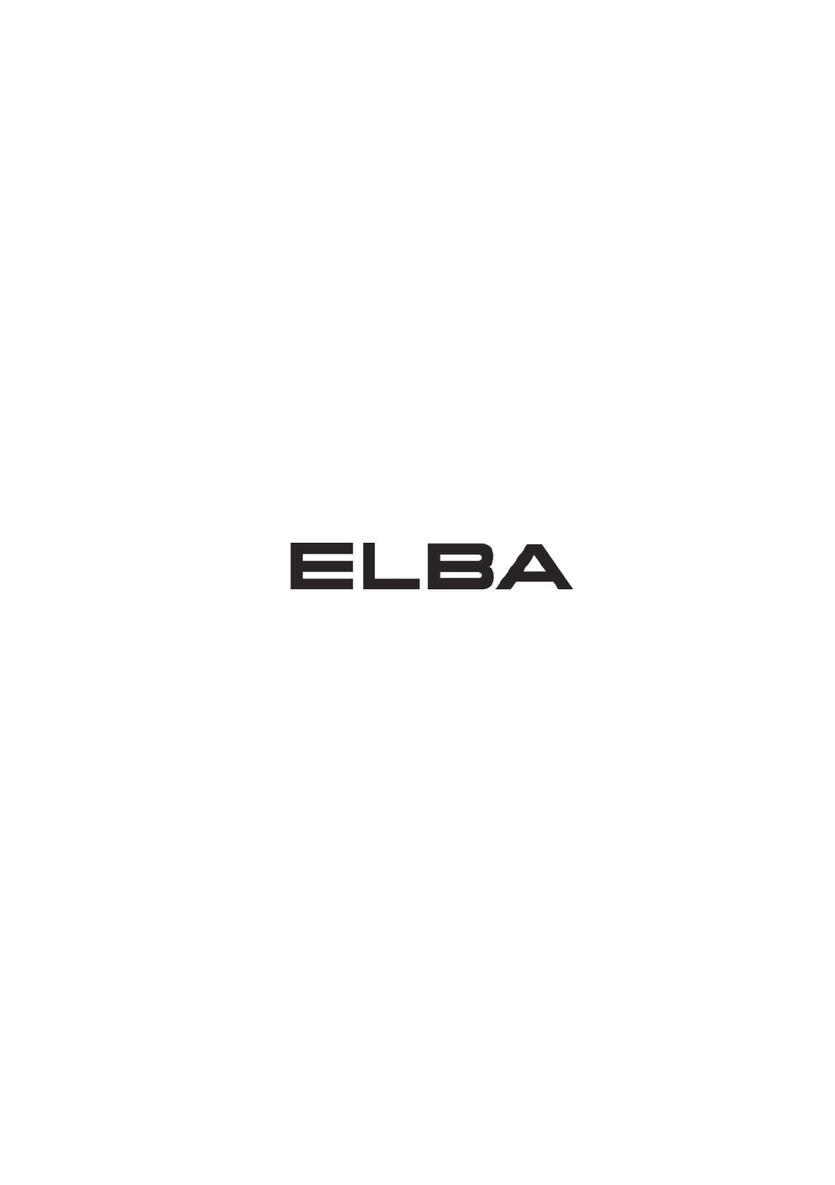ELBA